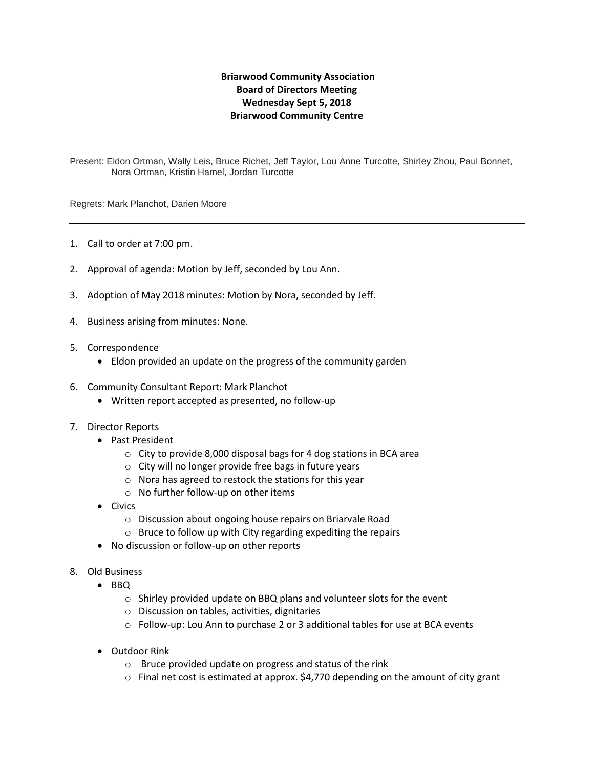**Briarwood Community Association**
**Board of Directors Meeting**
**Wednesday Sept 5, 2018**
**Briarwood Community Centre**

---

Present: Eldon Ortman, Wally Leis, Bruce Richet, Jeff Taylor, Lou Anne Turcotte, Shirley Zhou, Paul Bonnet, Nora Ortman, Kristin Hamel, Jordan Turcotte

Regrets: Mark Planchot, Darien Moore

---

1. Call to order at 7:00 pm.

2. Approval of agenda: Motion by Jeff, seconded by Lou Ann.

3. Adoption of May 2018 minutes: Motion by Nora, seconded by Jeff.

4. Business arising from minutes: None.

5. Correspondence
   - Eldon provided an update on the progress of the community garden

6. Community Consultant Report: Mark Planchot
   - Written report accepted as presented, no follow-up

7. Director Reports
   - Past President
     - City to provide 8,000 disposal bags for 4 dog stations in BCA area
     - City will no longer provide free bags in future years
     - Nora has agreed to restock the stations for this year
     - No further follow-up on other items
   - Civics
     - Discussion about ongoing house repairs on Briarvale Road
     - Bruce to follow up with City regarding expediting the repairs
   - No discussion or follow-up on other reports

8. Old Business
   - BBQ
     - Shirley provided update on BBQ plans and volunteer slots for the event
     - Discussion on tables, activities, dignitaries
     - Follow-up: Lou Ann to purchase 2 or 3 additional tables for use at BCA events

   - Outdoor Rink
     - Bruce provided update on progress and status of the rink
     - Final net cost is estimated at approx. $4,770 depending on the amount of city grant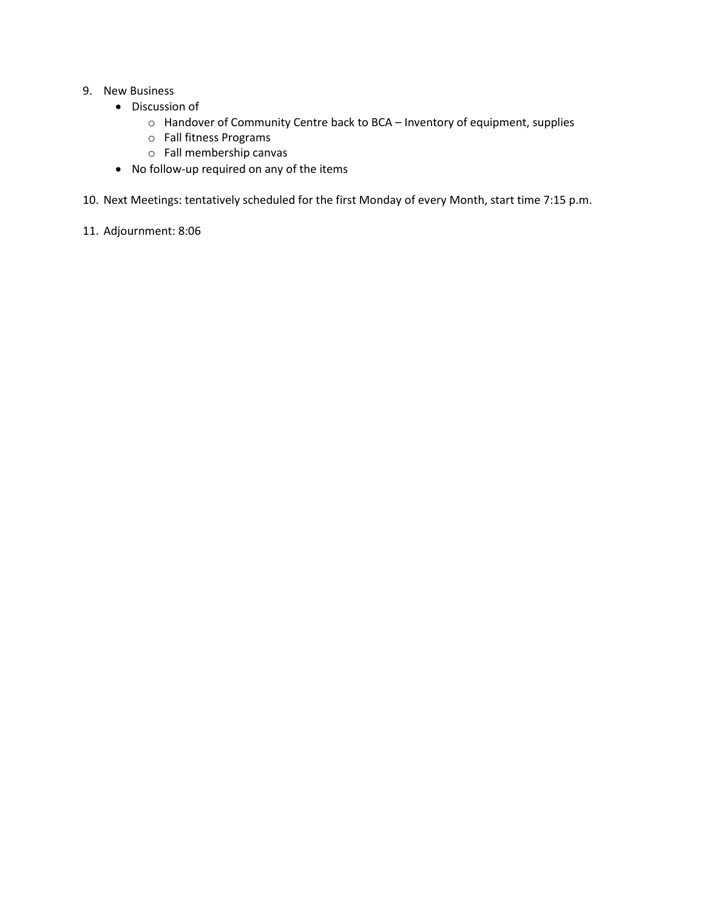9. New Business
    - Discussion of
        - Handover of Community Centre back to BCA – Inventory of equipment, supplies
        - Fall fitness Programs
        - Fall membership canvas
    - No follow-up required on any of the items

10. Next Meetings: tentatively scheduled for the first Monday of every Month, start time 7:15 p.m.

11. Adjournment: 8:06